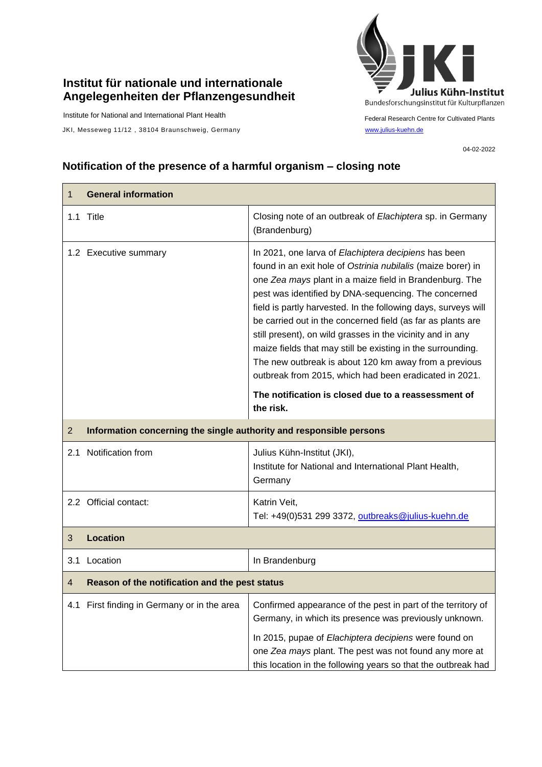**Institut für nationale und internationale Angelegenheiten der Pflanzengesundheit**

Institute for National and International Plant Health

JKI, Messeweg 11/12 , 38104 Braunschweig, Germany

Julius Kühn-Institut
Bundesforschungsinstitut für Kulturpflanzen

Federal Research Centre for Cultivated Plants

www.julius-kuehn.de

04-02-2022

## Notification of the presence of a harmful organism – closing note

| 1 **General information** | |
|---|---|
| 1.1 Title | Closing note of an outbreak of *Elachiptera* sp. in Germany (Brandenburg) |
| 1.2 Executive summary | In 2021, one larva of *Elachiptera decipiens* has been found in an exit hole of *Ostrinia nubilalis* (maize borer) in one *Zea mays* plant in a maize field in Brandenburg. The pest was identified by DNA-sequencing. The concerned field is partly harvested. In the following days, surveys will be carried out in the concerned field (as far as plants are still present), on wild grasses in the vicinity and in any maize fields that may still be existing in the surrounding. The new outbreak is about 120 km away from a previous outbreak from 2015, which had been eradicated in 2021.<br><br>**The notification is closed due to a reassessment of the risk.** |
| 2 **Information concerning the single authority and responsible persons** | |
| 2.1 Notification from | Julius Kühn-Institut (JKI),<br>Institute for National and International Plant Health, Germany |
| 2.2 Official contact: | Katrin Veit,<br>Tel: +49(0)531 299 3372, outbreaks@julius-kuehn.de |
| 3 **Location** | |
| 3.1 Location | In Brandenburg |
| 4 **Reason of the notification and the pest status** | |
| 4.1 First finding in Germany or in the area | Confirmed appearance of the pest in part of the territory of Germany, in which its presence was previously unknown.<br><br>In 2015, pupae of *Elachiptera decipiens* were found on one *Zea mays* plant. The pest was not found any more at this location in the following years so that the outbreak had |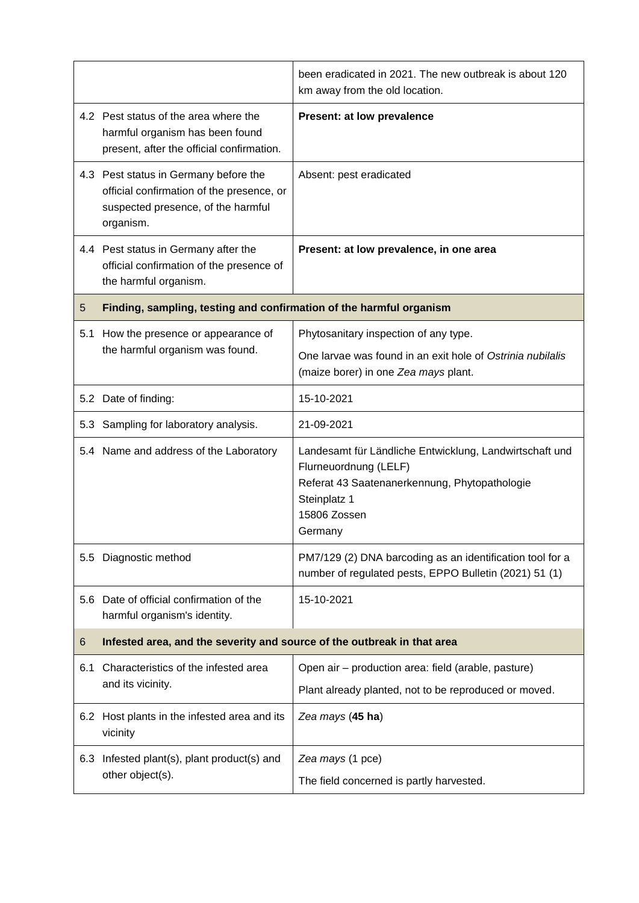| | |
|---|---|
| | been eradicated in 2021. The new outbreak is about 120 km away from the old location. |
| 4.2 Pest status of the area where the harmful organism has been found present, after the official confirmation. | **Present: at low prevalence** |
| 4.3 Pest status in Germany before the official confirmation of the presence, or suspected presence, of the harmful organism. | Absent: pest eradicated |
| 4.4 Pest status in Germany after the official confirmation of the presence of the harmful organism. | **Present: at low prevalence, in one area** |
| **5 Finding, sampling, testing and confirmation of the harmful organism** | |
| 5.1 How the presence or appearance of the harmful organism was found. | Phytosanitary inspection of any type.<br>One larvae was found in an exit hole of *Ostrinia nubilalis* (maize borer) in one *Zea mays* plant. |
| 5.2 Date of finding: | 15-10-2021 |
| 5.3 Sampling for laboratory analysis. | 21-09-2021 |
| 5.4 Name and address of the Laboratory | Landesamt für Ländliche Entwicklung, Landwirtschaft und Flurneuordnung (LELF)<br>Referat 43 Saatenanerkennung, Phytopathologie<br>Steinplatz 1<br>15806 Zossen<br>Germany |
| 5.5 Diagnostic method | PM7/129 (2) DNA barcoding as an identification tool for a number of regulated pests, EPPO Bulletin (2021) 51 (1) |
| 5.6 Date of official confirmation of the harmful organism's identity. | 15-10-2021 |
| **6 Infested area, and the severity and source of the outbreak in that area** | |
| 6.1 Characteristics of the infested area and its vicinity. | Open air – production area: field (arable, pasture)<br>Plant already planted, not to be reproduced or moved. |
| 6.2 Host plants in the infested area and its vicinity | *Zea mays* (**45 ha**) |
| 6.3 Infested plant(s), plant product(s) and other object(s). | *Zea mays* (1 pce)<br>The field concerned is partly harvested. |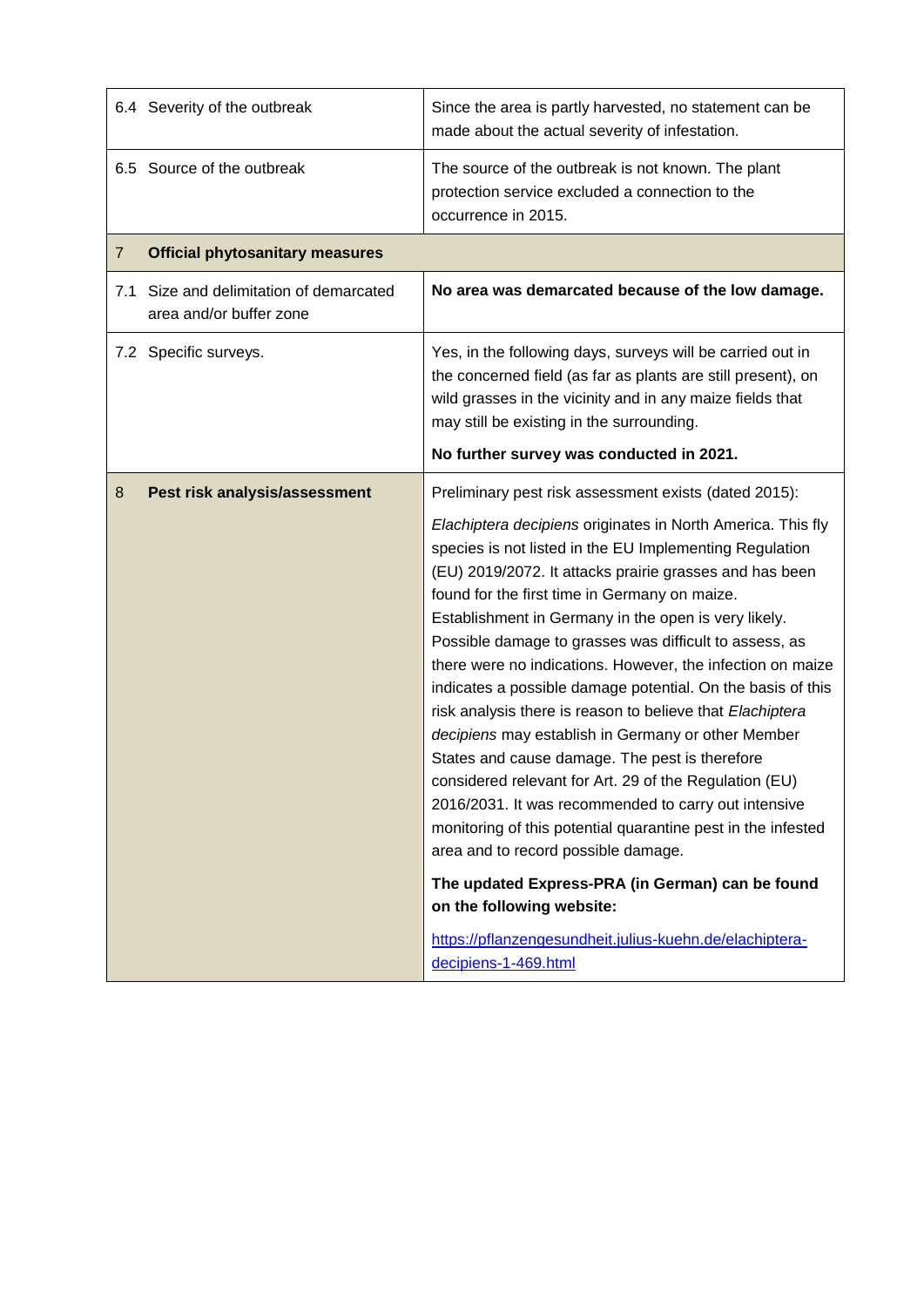| | |
|---|---|
| 6.4 Severity of the outbreak | Since the area is partly harvested, no statement can be made about the actual severity of infestation. |
| 6.5 Source of the outbreak | The source of the outbreak is not known. The plant protection service excluded a connection to the occurrence in 2015. |
| **7 Official phytosanitary measures** | |
| 7.1 Size and delimitation of demarcated area and/or buffer zone | **No area was demarcated because of the low damage.** |
| 7.2 Specific surveys. | Yes, in the following days, surveys will be carried out in the concerned field (as far as plants are still present), on wild grasses in the vicinity and in any maize fields that may still be existing in the surrounding.<br><br>**No further survey was conducted in 2021.** |
| **8 Pest risk analysis/assessment** | Preliminary pest risk assessment exists (dated 2015):<br><br>*Elachiptera decipiens* originates in North America. This fly species is not listed in the EU Implementing Regulation (EU) 2019/2072. It attacks prairie grasses and has been found for the first time in Germany on maize. Establishment in Germany in the open is very likely. Possible damage to grasses was difficult to assess, as there were no indications. However, the infection on maize indicates a possible damage potential. On the basis of this risk analysis there is reason to believe that *Elachiptera decipiens* may establish in Germany or other Member States and cause damage. The pest is therefore considered relevant for Art. 29 of the Regulation (EU) 2016/2031. It was recommended to carry out intensive monitoring of this potential quarantine pest in the infested area and to record possible damage.<br><br>**The updated Express-PRA (in German) can be found on the following website:**<br><br>[https://pflanzengesundheit.julius-kuehn.de/elachiptera-decipiens-1-469.html](https://pflanzengesundheit.julius-kuehn.de/elachiptera-decipiens-1-469.html) |